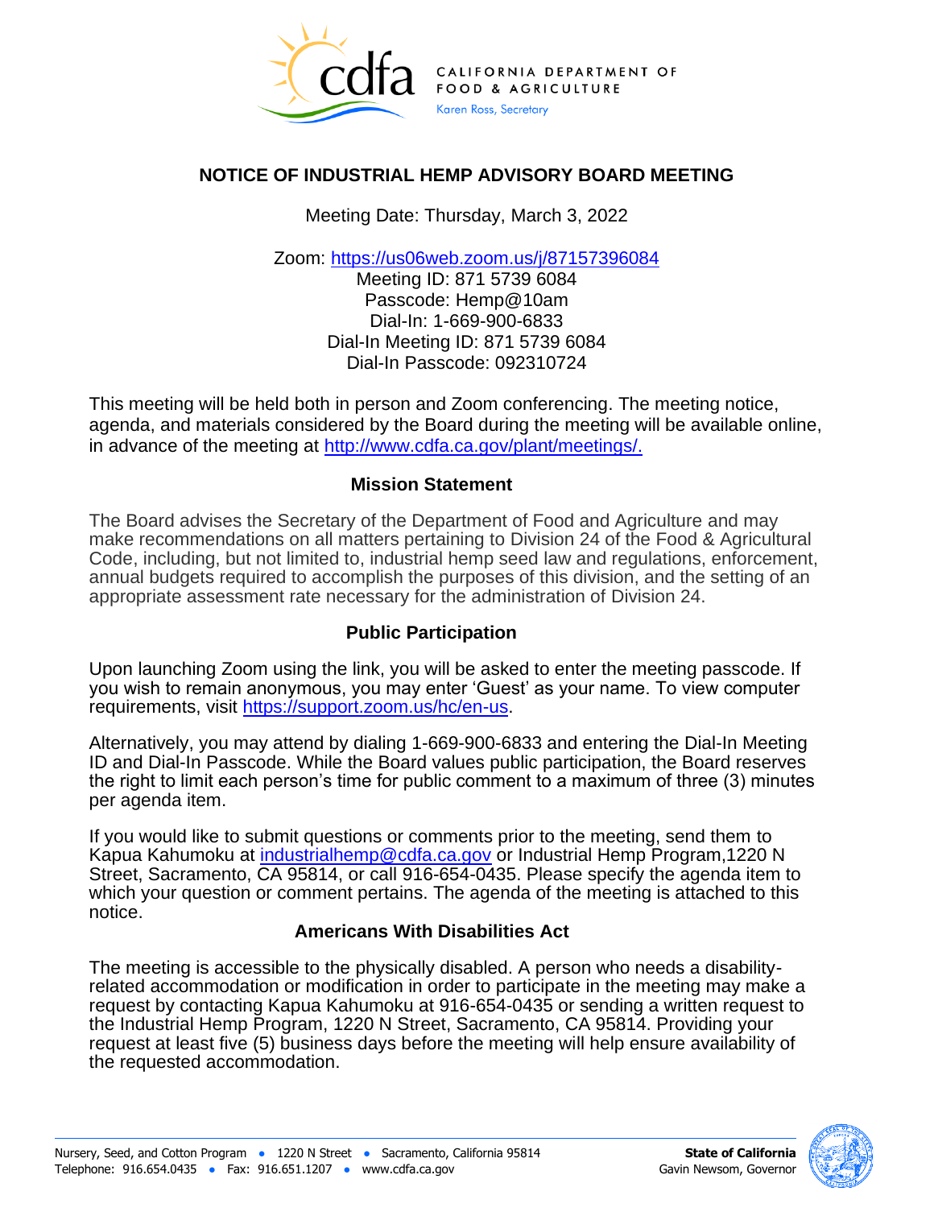CALIFORNIA DEPARTMENT OF FOOD & AGRICULTURE
Karen Ross, Secretary

## NOTICE OF INDUSTRIAL HEMP ADVISORY BOARD MEETING

Meeting Date: Thursday, March 3, 2022

Zoom: https://us06web.zoom.us/j/87157396084
Meeting ID: 871 5739 6084
Passcode: Hemp@10am
Dial-In: 1-669-900-6833
Dial-In Meeting ID: 871 5739 6084
Dial-In Passcode: 092310724

This meeting will be held both in person and Zoom conferencing. The meeting notice, agenda, and materials considered by the Board during the meeting will be available online, in advance of the meeting at http://www.cdfa.ca.gov/plant/meetings/.

### Mission Statement

The Board advises the Secretary of the Department of Food and Agriculture and may make recommendations on all matters pertaining to Division 24 of the Food & Agricultural Code, including, but not limited to, industrial hemp seed law and regulations, enforcement, annual budgets required to accomplish the purposes of this division, and the setting of an appropriate assessment rate necessary for the administration of Division 24.

### Public Participation

Upon launching Zoom using the link, you will be asked to enter the meeting passcode. If you wish to remain anonymous, you may enter 'Guest' as your name. To view computer requirements, visit https://support.zoom.us/hc/en-us.

Alternatively, you may attend by dialing 1-669-900-6833 and entering the Dial-In Meeting ID and Dial-In Passcode. While the Board values public participation, the Board reserves the right to limit each person's time for public comment to a maximum of three (3) minutes per agenda item.

If you would like to submit questions or comments prior to the meeting, send them to Kapua Kahumoku at industrialhemp@cdfa.ca.gov or Industrial Hemp Program,1220 N Street, Sacramento, CA 95814, or call 916-654-0435. Please specify the agenda item to which your question or comment pertains. The agenda of the meeting is attached to this notice.

### Americans With Disabilities Act

The meeting is accessible to the physically disabled. A person who needs a disability-related accommodation or modification in order to participate in the meeting may make a request by contacting Kapua Kahumoku at 916-654-0435 or sending a written request to the Industrial Hemp Program, 1220 N Street, Sacramento, CA 95814. Providing your request at least five (5) business days before the meeting will help ensure availability of the requested accommodation.

Nursery, Seed, and Cotton Program • 1220 N Street • Sacramento, California 95814
Telephone: 916.654.0435 • Fax: 916.651.1207 • www.cdfa.ca.gov

**State of California**
Gavin Newsom, Governor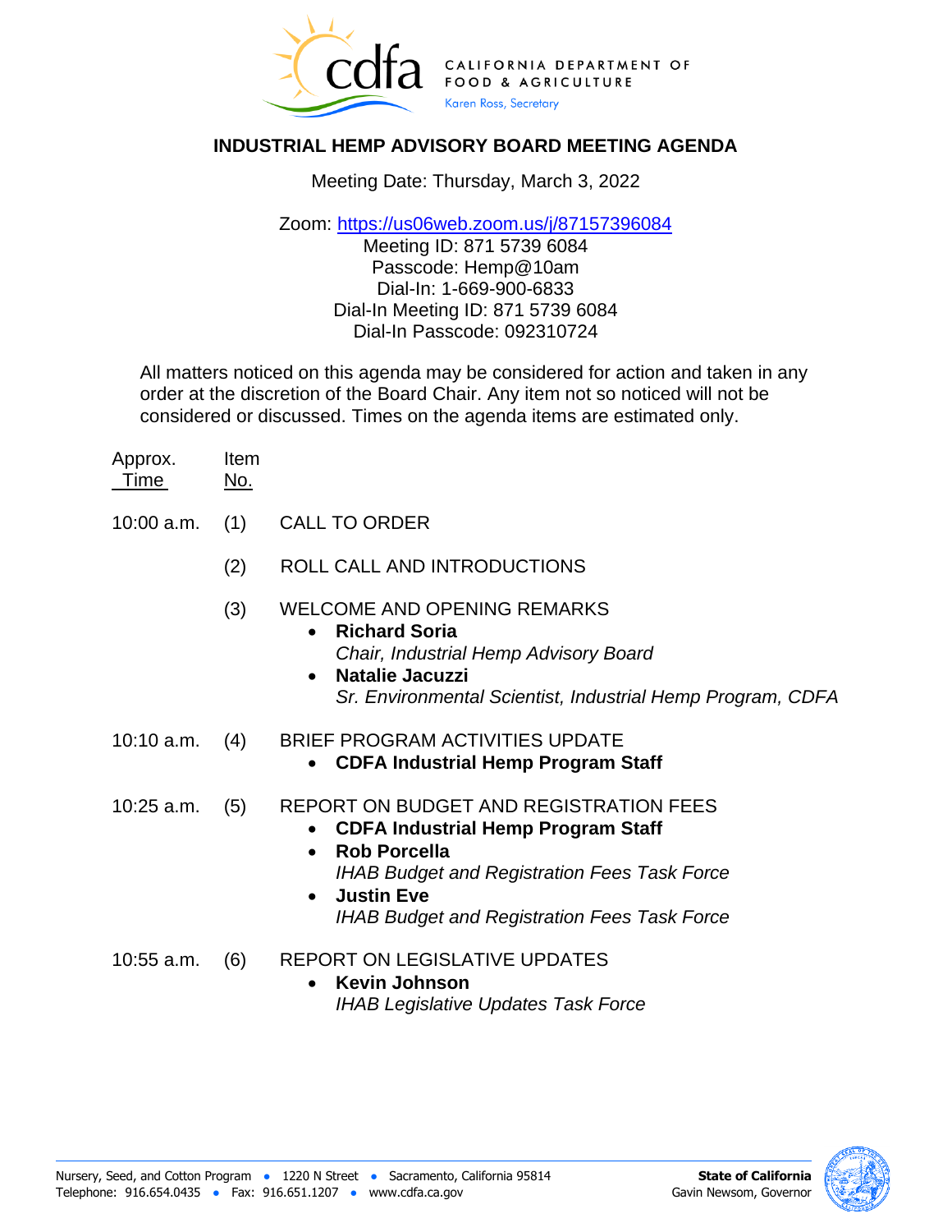CALIFORNIA DEPARTMENT OF FOOD & AGRICULTURE
Karen Ross, Secretary

## INDUSTRIAL HEMP ADVISORY BOARD MEETING AGENDA

Meeting Date: Thursday, March 3, 2022

Zoom: https://us06web.zoom.us/j/87157396084
Meeting ID: 871 5739 6084
Passcode: Hemp@10am
Dial-In: 1-669-900-6833
Dial-In Meeting ID: 871 5739 6084
Dial-In Passcode: 092310724

All matters noticed on this agenda may be considered for action and taken in any order at the discretion of the Board Chair. Any item not so noticed will not be considered or discussed. Times on the agenda items are estimated only.

| Approx. Time | Item No. | |
|---|---|---|
| 10:00 a.m. | (1) | CALL TO ORDER |
| | (2) | ROLL CALL AND INTRODUCTIONS |
| | (3) | WELCOME AND OPENING REMARKS<br>• **Richard Soria**<br>*Chair, Industrial Hemp Advisory Board*<br>• **Natalie Jacuzzi**<br>*Sr. Environmental Scientist, Industrial Hemp Program, CDFA* |
| 10:10 a.m. | (4) | BRIEF PROGRAM ACTIVITIES UPDATE<br>• **CDFA Industrial Hemp Program Staff** |
| 10:25 a.m. | (5) | REPORT ON BUDGET AND REGISTRATION FEES<br>• **CDFA Industrial Hemp Program Staff**<br>• **Rob Porcella**<br>*IHAB Budget and Registration Fees Task Force*<br>• **Justin Eve**<br>*IHAB Budget and Registration Fees Task Force* |
| 10:55 a.m. | (6) | REPORT ON LEGISLATIVE UPDATES<br>• **Kevin Johnson**<br>*IHAB Legislative Updates Task Force* |

Nursery, Seed, and Cotton Program • 1220 N Street • Sacramento, California 95814
Telephone: 916.654.0435 • Fax: 916.651.1207 • www.cdfa.ca.gov

**State of California**
Gavin Newsom, Governor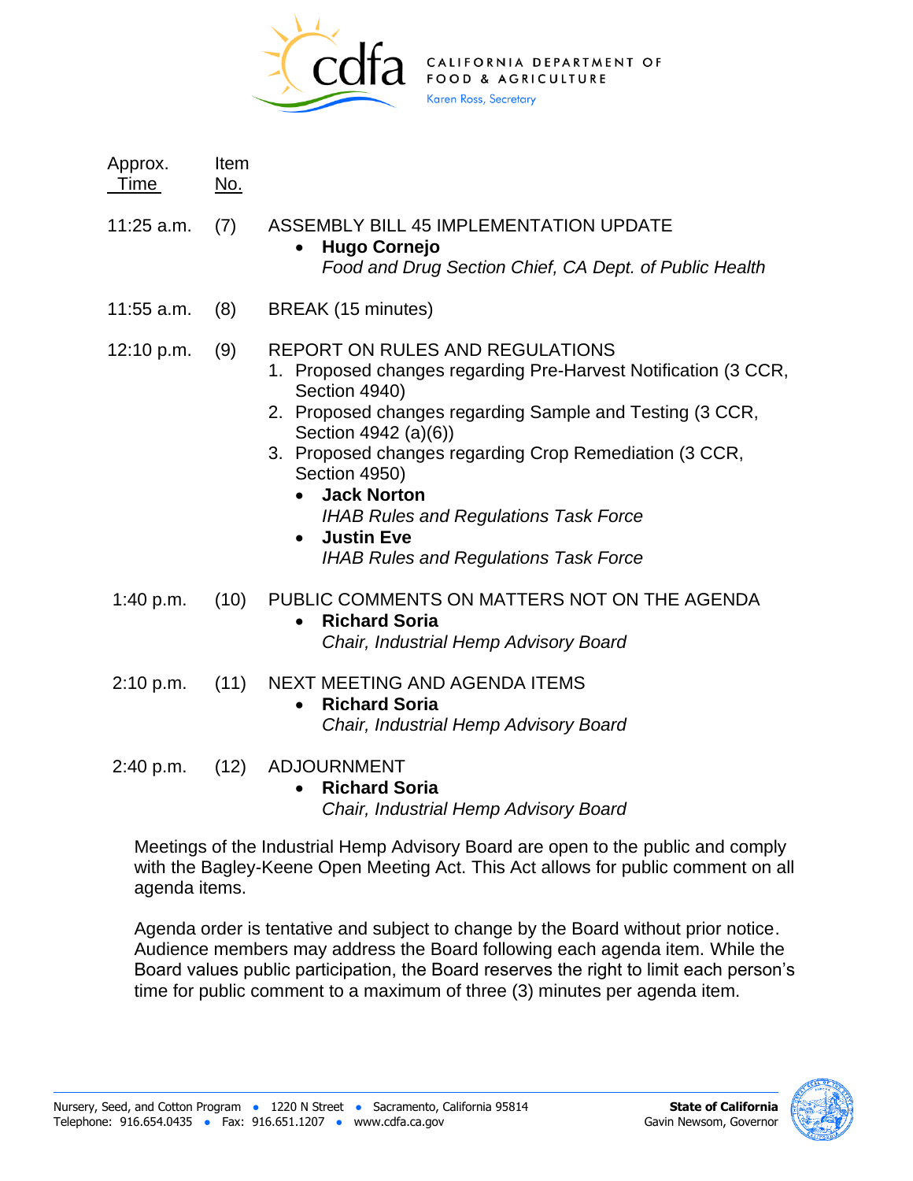| Approx. Time | Item No. | |
|---|---|---|
| 11:25 a.m. | (7) | ASSEMBLY BILL 45 IMPLEMENTATION UPDATE<br>• **Hugo Cornejo**<br>*Food and Drug Section Chief, CA Dept. of Public Health* |
| 11:55 a.m. | (8) | BREAK (15 minutes) |
| 12:10 p.m. | (9) | REPORT ON RULES AND REGULATIONS<br>1. Proposed changes regarding Pre-Harvest Notification (3 CCR, Section 4940)<br>2. Proposed changes regarding Sample and Testing (3 CCR, Section 4942 (a)(6))<br>3. Proposed changes regarding Crop Remediation (3 CCR, Section 4950)<br>• **Jack Norton**<br>*IHAB Rules and Regulations Task Force*<br>• **Justin Eve**<br>*IHAB Rules and Regulations Task Force* |
| 1:40 p.m. | (10) | PUBLIC COMMENTS ON MATTERS NOT ON THE AGENDA<br>• **Richard Soria**<br>*Chair, Industrial Hemp Advisory Board* |
| 2:10 p.m. | (11) | NEXT MEETING AND AGENDA ITEMS<br>• **Richard Soria**<br>*Chair, Industrial Hemp Advisory Board* |
| 2:40 p.m. | (12) | ADJOURNMENT<br>• **Richard Soria**<br>*Chair, Industrial Hemp Advisory Board* |

Meetings of the Industrial Hemp Advisory Board are open to the public and comply with the Bagley-Keene Open Meeting Act. This Act allows for public comment on all agenda items.

Agenda order is tentative and subject to change by the Board without prior notice. Audience members may address the Board following each agenda item. While the Board values public participation, the Board reserves the right to limit each person's time for public comment to a maximum of three (3) minutes per agenda item.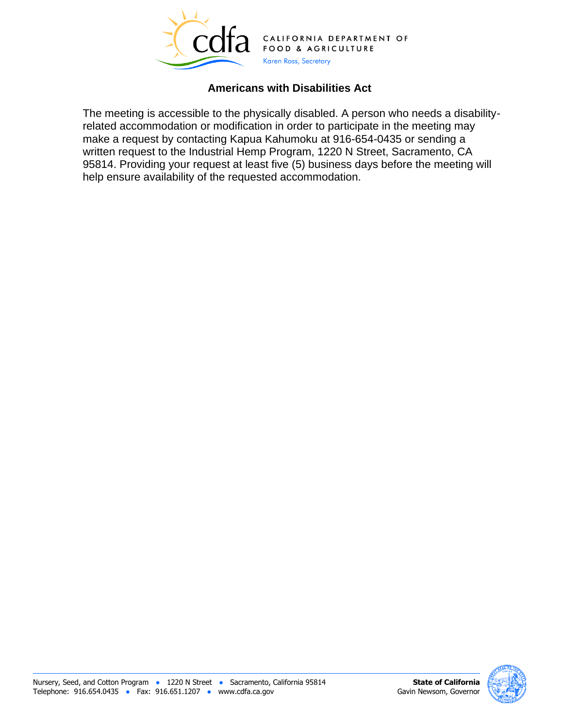## Americans with Disabilities Act

The meeting is accessible to the physically disabled. A person who needs a disability-related accommodation or modification in order to participate in the meeting may make a request by contacting Kapua Kahumoku at 916-654-0435 or sending a written request to the Industrial Hemp Program, 1220 N Street, Sacramento, CA 95814. Providing your request at least five (5) business days before the meeting will help ensure availability of the requested accommodation.